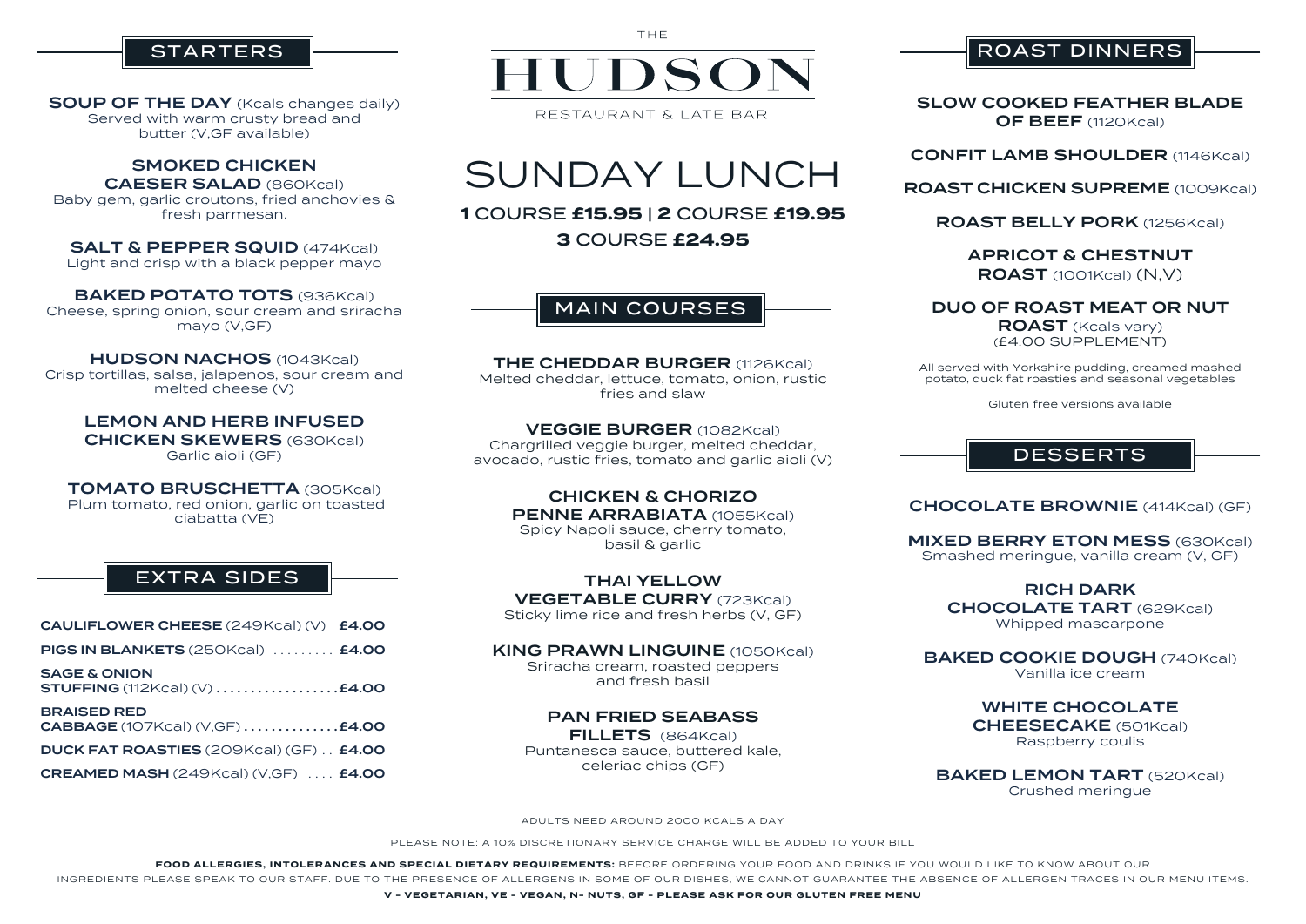THE

# HUDSON

RESTAURANT & LATE BAR

# SUNDAY LUNCH

**1** COURSE **£15.95** | **2** COURSE **£19.95**

**3** COURSE **£24.95**

## STARTERS

**SOUP OF THE DAY** (Kcals changes daily)
Served with warm crusty bread and butter (V,GF available)

**SMOKED CHICKEN CAESER SALAD** (860Kcal)
Baby gem, garlic croutons, fried anchovies & fresh parmesan.

**SALT & PEPPER SQUID** (474Kcal)
Light and crisp with a black pepper mayo

**BAKED POTATO TOTS** (936Kcal)
Cheese, spring onion, sour cream and sriracha mayo (V,GF)

**HUDSON NACHOS** (1043Kcal)
Crisp tortillas, salsa, jalapenos, sour cream and melted cheese (V)

**LEMON AND HERB INFUSED CHICKEN SKEWERS** (630Kcal)
Garlic aioli (GF)

**TOMATO BRUSCHETTA** (305Kcal)
Plum tomato, red onion, garlic on toasted ciabatta (VE)

## EXTRA SIDES

**CAULIFLOWER CHEESE** (249Kcal) (V) **£4.00**

**PIGS IN BLANKETS** (250Kcal) ......... **£4.00**

**SAGE & ONION STUFFING** (112Kcal) (V) .................. **£4.00**

**BRAISED RED CABBAGE** (107Kcal) (V,GF) .............. **£4.00**

**DUCK FAT ROASTIES** (209Kcal) (GF) .. **£4.00**

**CREAMED MASH** (249Kcal) (V,GF) .... **£4.00**

## MAIN COURSES

**THE CHEDDAR BURGER** (1126Kcal)
Melted cheddar, lettuce, tomato, onion, rustic fries and slaw

**VEGGIE BURGER** (1082Kcal)
Chargrilled veggie burger, melted cheddar, avocado, rustic fries, tomato and garlic aioli (V)

**CHICKEN & CHORIZO PENNE ARRABIATA** (1055Kcal)
Spicy Napoli sauce, cherry tomato, basil & garlic

**THAI YELLOW VEGETABLE CURRY** (723Kcal)
Sticky lime rice and fresh herbs (V, GF)

**KING PRAWN LINGUINE** (1050Kcal)
Sriracha cream, roasted peppers and fresh basil

**PAN FRIED SEABASS FILLETS** (864Kcal)
Puntanesca sauce, buttered kale, celeriac chips (GF)

## ROAST DINNERS

**SLOW COOKED FEATHER BLADE OF BEEF** (1120Kcal)

**CONFIT LAMB SHOULDER** (1146Kcal)

**ROAST CHICKEN SUPREME** (1009Kcal)

**ROAST BELLY PORK** (1256Kcal)

**APRICOT & CHESTNUT ROAST** (1001Kcal) (N,V)

**DUO OF ROAST MEAT OR NUT ROAST** (Kcals vary)
(£4.00 SUPPLEMENT)

All served with Yorkshire pudding, creamed mashed potato, duck fat roasties and seasonal vegetables

Gluten free versions available

## DESSERTS

**CHOCOLATE BROWNIE** (414Kcal) (GF)

**MIXED BERRY ETON MESS** (630Kcal)
Smashed meringue, vanilla cream (V, GF)

**RICH DARK CHOCOLATE TART** (629Kcal)
Whipped mascarpone

**BAKED COOKIE DOUGH** (740Kcal)
Vanilla ice cream

**WHITE CHOCOLATE CHEESECAKE** (501Kcal)
Raspberry coulis

**BAKED LEMON TART** (520Kcal)
Crushed meringue

ADULTS NEED AROUND 2000 KCALS A DAY

PLEASE NOTE: A 10% DISCRETIONARY SERVICE CHARGE WILL BE ADDED TO YOUR BILL

**FOOD ALLERGIES, INTOLERANCES AND SPECIAL DIETARY REQUIREMENTS:** BEFORE ORDERING YOUR FOOD AND DRINKS IF YOU WOULD LIKE TO KNOW ABOUT OUR INGREDIENTS PLEASE SPEAK TO OUR STAFF. DUE TO THE PRESENCE OF ALLERGENS IN SOME OF OUR DISHES, WE CANNOT GUARANTEE THE ABSENCE OF ALLERGEN TRACES IN OUR MENU ITEMS.

**V - VEGETARIAN, VE - VEGAN, N- NUTS, GF - PLEASE ASK FOR OUR GLUTEN FREE MENU**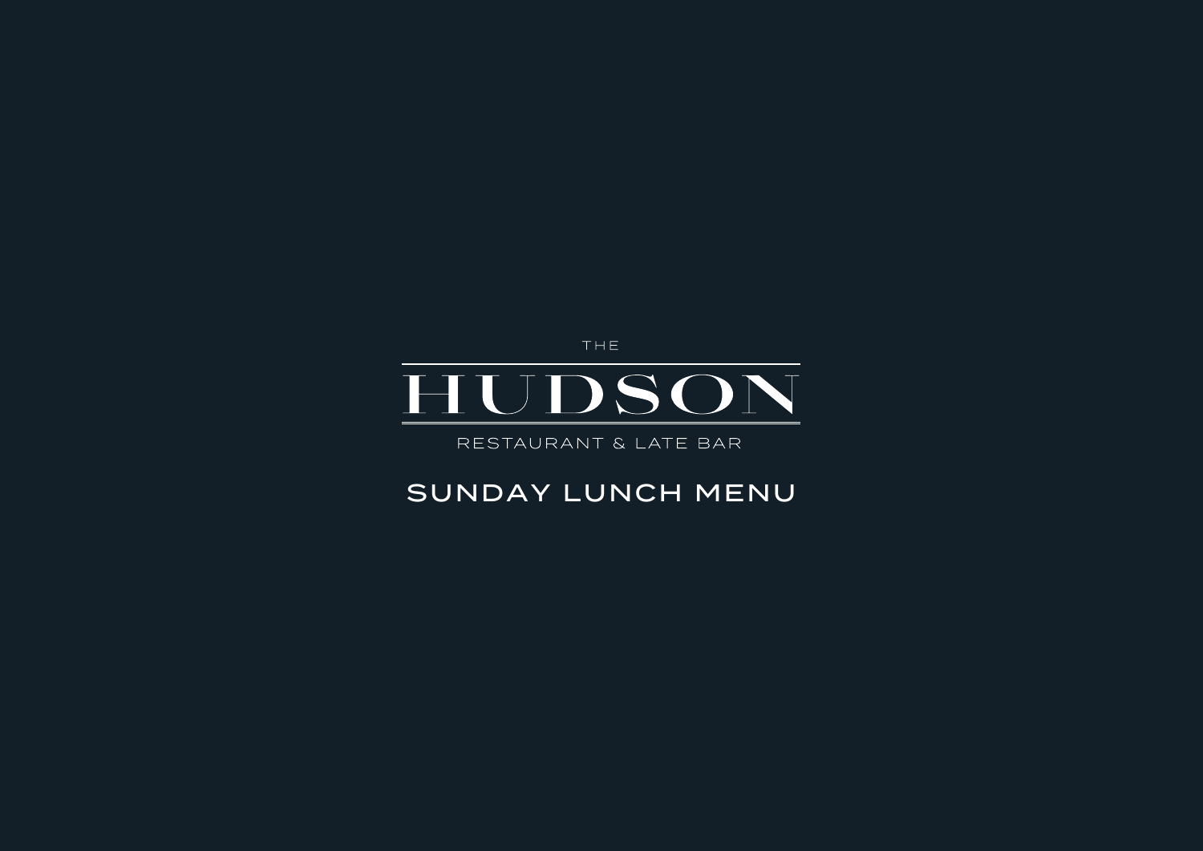THE

# HUDSON

RESTAURANT & LATE BAR

## SUNDAY LUNCH MENU